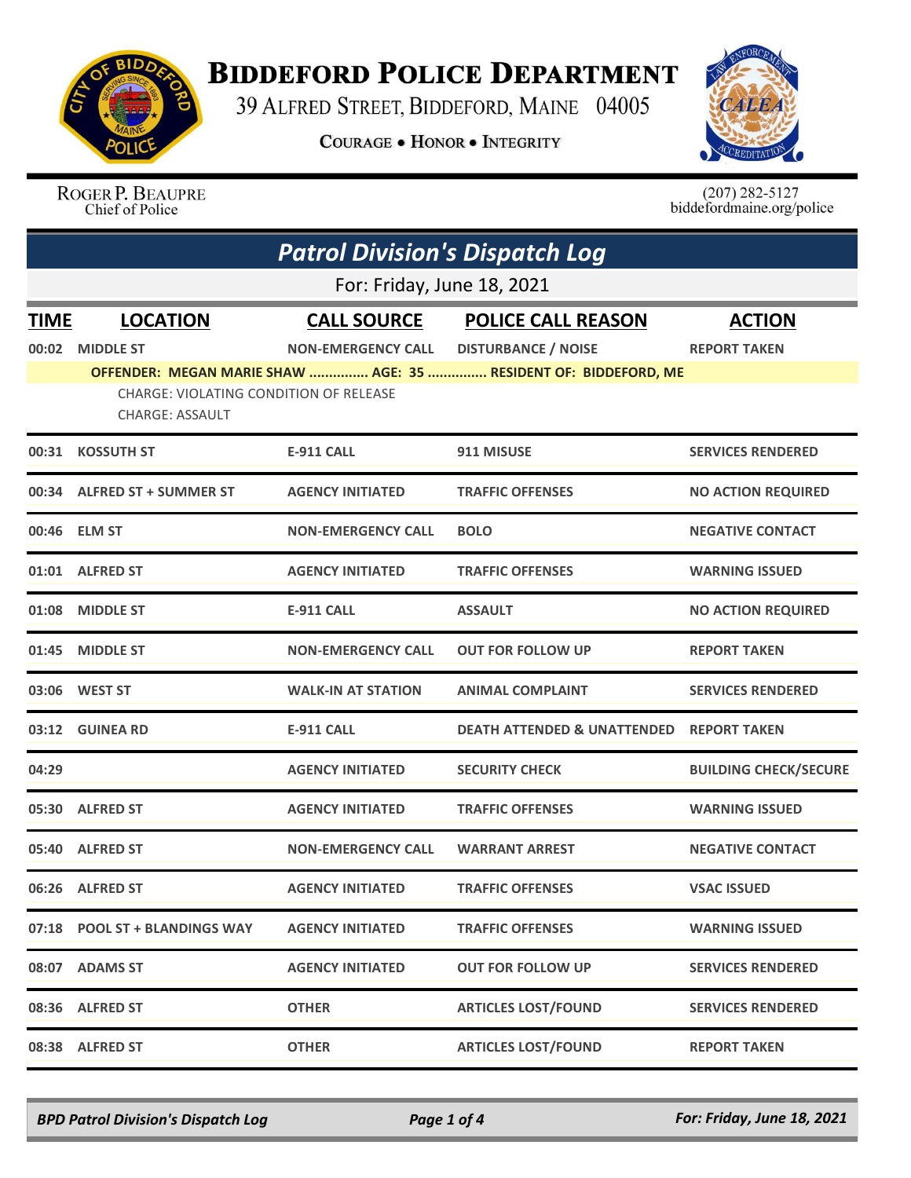# Biddeford Police Department

39 Alfred Street, Biddeford, Maine 04005

**Courage • Honor • Integrity**

Roger P. Beaupre
Chief of Police

(207) 282-5127
biddefordmaine.org/police

## Patrol Division's Dispatch Log

For: Friday, June 18, 2021

| TIME | LOCATION | CALL SOURCE | POLICE CALL REASON | ACTION |
|---|---|---|---|---|
| 00:02 | MIDDLE ST | NON-EMERGENCY CALL | DISTURBANCE / NOISE | REPORT TAKEN |
| | OFFENDER: MEGAN MARIE SHAW ............... AGE: 35 ............... RESIDENT OF: BIDDEFORD, ME<br>CHARGE: VIOLATING CONDITION OF RELEASE<br>CHARGE: ASSAULT | | | |
| 00:31 | KOSSUTH ST | E-911 CALL | 911 MISUSE | SERVICES RENDERED |
| 00:34 | ALFRED ST + SUMMER ST | AGENCY INITIATED | TRAFFIC OFFENSES | NO ACTION REQUIRED |
| 00:46 | ELM ST | NON-EMERGENCY CALL | BOLO | NEGATIVE CONTACT |
| 01:01 | ALFRED ST | AGENCY INITIATED | TRAFFIC OFFENSES | WARNING ISSUED |
| 01:08 | MIDDLE ST | E-911 CALL | ASSAULT | NO ACTION REQUIRED |
| 01:45 | MIDDLE ST | NON-EMERGENCY CALL | OUT FOR FOLLOW UP | REPORT TAKEN |
| 03:06 | WEST ST | WALK-IN AT STATION | ANIMAL COMPLAINT | SERVICES RENDERED |
| 03:12 | GUINEA RD | E-911 CALL | DEATH ATTENDED & UNATTENDED | REPORT TAKEN |
| 04:29 | | AGENCY INITIATED | SECURITY CHECK | BUILDING CHECK/SECURE |
| 05:30 | ALFRED ST | AGENCY INITIATED | TRAFFIC OFFENSES | WARNING ISSUED |
| 05:40 | ALFRED ST | NON-EMERGENCY CALL | WARRANT ARREST | NEGATIVE CONTACT |
| 06:26 | ALFRED ST | AGENCY INITIATED | TRAFFIC OFFENSES | VSAC ISSUED |
| 07:18 | POOL ST + BLANDINGS WAY | AGENCY INITIATED | TRAFFIC OFFENSES | WARNING ISSUED |
| 08:07 | ADAMS ST | AGENCY INITIATED | OUT FOR FOLLOW UP | SERVICES RENDERED |
| 08:36 | ALFRED ST | OTHER | ARTICLES LOST/FOUND | SERVICES RENDERED |
| 08:38 | ALFRED ST | OTHER | ARTICLES LOST/FOUND | REPORT TAKEN |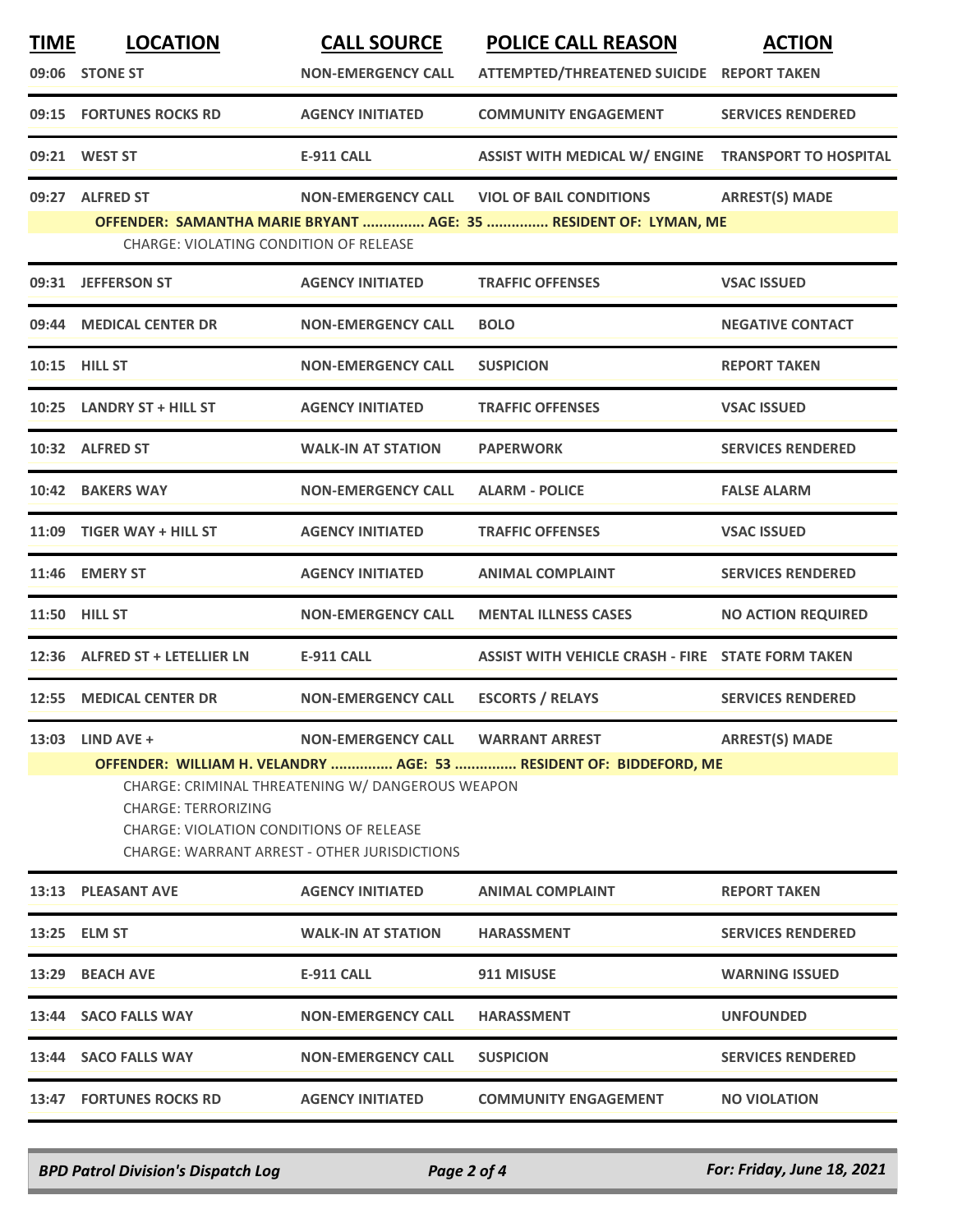| TIME | LOCATION | CALL SOURCE | POLICE CALL REASON | ACTION |
|---|---|---|---|---|
| 09:06 | STONE ST | NON-EMERGENCY CALL | ATTEMPTED/THREATENED SUICIDE | REPORT TAKEN |
| 09:15 | FORTUNES ROCKS RD | AGENCY INITIATED | COMMUNITY ENGAGEMENT | SERVICES RENDERED |
| 09:21 | WEST ST | E-911 CALL | ASSIST WITH MEDICAL W/ ENGINE | TRANSPORT TO HOSPITAL |
| 09:27 | ALFRED ST | NON-EMERGENCY CALL | VIOL OF BAIL CONDITIONS | ARREST(S) MADE |

**OFFENDER: SAMANTHA MARIE BRYANT ............... AGE: 35 ............... RESIDENT OF: LYMAN, ME**

CHARGE: VIOLATING CONDITION OF RELEASE

| TIME | LOCATION | CALL SOURCE | POLICE CALL REASON | ACTION |
|---|---|---|---|---|
| 09:31 | JEFFERSON ST | AGENCY INITIATED | TRAFFIC OFFENSES | VSAC ISSUED |
| 09:44 | MEDICAL CENTER DR | NON-EMERGENCY CALL | BOLO | NEGATIVE CONTACT |
| 10:15 | HILL ST | NON-EMERGENCY CALL | SUSPICION | REPORT TAKEN |
| 10:25 | LANDRY ST + HILL ST | AGENCY INITIATED | TRAFFIC OFFENSES | VSAC ISSUED |
| 10:32 | ALFRED ST | WALK-IN AT STATION | PAPERWORK | SERVICES RENDERED |
| 10:42 | BAKERS WAY | NON-EMERGENCY CALL | ALARM - POLICE | FALSE ALARM |
| 11:09 | TIGER WAY + HILL ST | AGENCY INITIATED | TRAFFIC OFFENSES | VSAC ISSUED |
| 11:46 | EMERY ST | AGENCY INITIATED | ANIMAL COMPLAINT | SERVICES RENDERED |
| 11:50 | HILL ST | NON-EMERGENCY CALL | MENTAL ILLNESS CASES | NO ACTION REQUIRED |
| 12:36 | ALFRED ST + LETELLIER LN | E-911 CALL | ASSIST WITH VEHICLE CRASH - FIRE | STATE FORM TAKEN |
| 12:55 | MEDICAL CENTER DR | NON-EMERGENCY CALL | ESCORTS / RELAYS | SERVICES RENDERED |
| 13:03 | LIND AVE + | NON-EMERGENCY CALL | WARRANT ARREST | ARREST(S) MADE |

**OFFENDER: WILLIAM H. VELANDRY ............... AGE: 53 ............... RESIDENT OF: BIDDEFORD, ME**

CHARGE: CRIMINAL THREATENING W/ DANGEROUS WEAPON
CHARGE: TERRORIZING
CHARGE: VIOLATION CONDITIONS OF RELEASE
CHARGE: WARRANT ARREST - OTHER JURISDICTIONS

| TIME | LOCATION | CALL SOURCE | POLICE CALL REASON | ACTION |
|---|---|---|---|---|
| 13:13 | PLEASANT AVE | AGENCY INITIATED | ANIMAL COMPLAINT | REPORT TAKEN |
| 13:25 | ELM ST | WALK-IN AT STATION | HARASSMENT | SERVICES RENDERED |
| 13:29 | BEACH AVE | E-911 CALL | 911 MISUSE | WARNING ISSUED |
| 13:44 | SACO FALLS WAY | NON-EMERGENCY CALL | HARASSMENT | UNFOUNDED |
| 13:44 | SACO FALLS WAY | NON-EMERGENCY CALL | SUSPICION | SERVICES RENDERED |
| 13:47 | FORTUNES ROCKS RD | AGENCY INITIATED | COMMUNITY ENGAGEMENT | NO VIOLATION |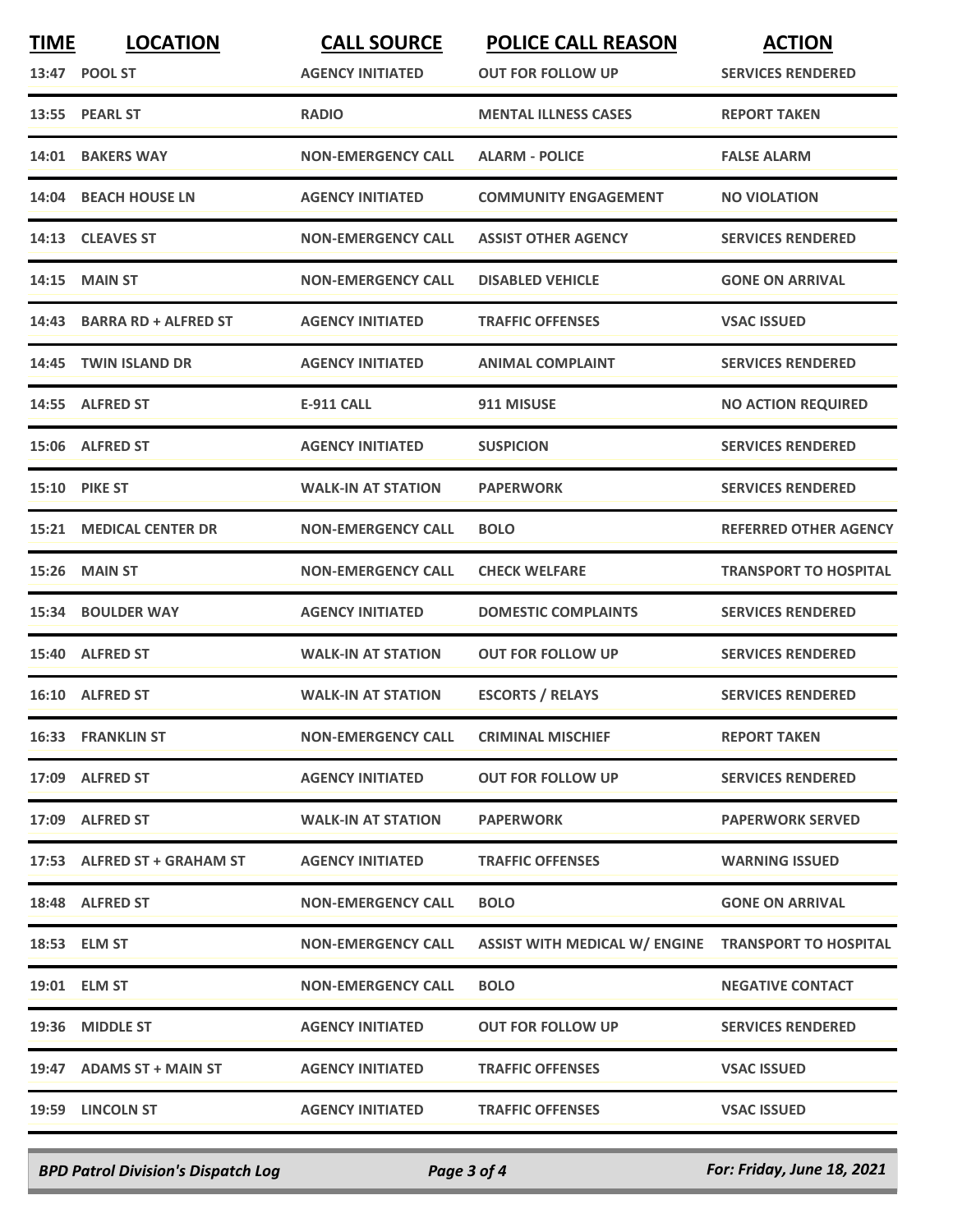| TIME | LOCATION | CALL SOURCE | POLICE CALL REASON | ACTION |
|---|---|---|---|---|
| 13:47 | POOL ST | AGENCY INITIATED | OUT FOR FOLLOW UP | SERVICES RENDERED |
| 13:55 | PEARL ST | RADIO | MENTAL ILLNESS CASES | REPORT TAKEN |
| 14:01 | BAKERS WAY | NON-EMERGENCY CALL | ALARM - POLICE | FALSE ALARM |
| 14:04 | BEACH HOUSE LN | AGENCY INITIATED | COMMUNITY ENGAGEMENT | NO VIOLATION |
| 14:13 | CLEAVES ST | NON-EMERGENCY CALL | ASSIST OTHER AGENCY | SERVICES RENDERED |
| 14:15 | MAIN ST | NON-EMERGENCY CALL | DISABLED VEHICLE | GONE ON ARRIVAL |
| 14:43 | BARRA RD + ALFRED ST | AGENCY INITIATED | TRAFFIC OFFENSES | VSAC ISSUED |
| 14:45 | TWIN ISLAND DR | AGENCY INITIATED | ANIMAL COMPLAINT | SERVICES RENDERED |
| 14:55 | ALFRED ST | E-911 CALL | 911 MISUSE | NO ACTION REQUIRED |
| 15:06 | ALFRED ST | AGENCY INITIATED | SUSPICION | SERVICES RENDERED |
| 15:10 | PIKE ST | WALK-IN AT STATION | PAPERWORK | SERVICES RENDERED |
| 15:21 | MEDICAL CENTER DR | NON-EMERGENCY CALL | BOLO | REFERRED OTHER AGENCY |
| 15:26 | MAIN ST | NON-EMERGENCY CALL | CHECK WELFARE | TRANSPORT TO HOSPITAL |
| 15:34 | BOULDER WAY | AGENCY INITIATED | DOMESTIC COMPLAINTS | SERVICES RENDERED |
| 15:40 | ALFRED ST | WALK-IN AT STATION | OUT FOR FOLLOW UP | SERVICES RENDERED |
| 16:10 | ALFRED ST | WALK-IN AT STATION | ESCORTS / RELAYS | SERVICES RENDERED |
| 16:33 | FRANKLIN ST | NON-EMERGENCY CALL | CRIMINAL MISCHIEF | REPORT TAKEN |
| 17:09 | ALFRED ST | AGENCY INITIATED | OUT FOR FOLLOW UP | SERVICES RENDERED |
| 17:09 | ALFRED ST | WALK-IN AT STATION | PAPERWORK | PAPERWORK SERVED |
| 17:53 | ALFRED ST + GRAHAM ST | AGENCY INITIATED | TRAFFIC OFFENSES | WARNING ISSUED |
| 18:48 | ALFRED ST | NON-EMERGENCY CALL | BOLO | GONE ON ARRIVAL |
| 18:53 | ELM ST | NON-EMERGENCY CALL | ASSIST WITH MEDICAL W/ ENGINE | TRANSPORT TO HOSPITAL |
| 19:01 | ELM ST | NON-EMERGENCY CALL | BOLO | NEGATIVE CONTACT |
| 19:36 | MIDDLE ST | AGENCY INITIATED | OUT FOR FOLLOW UP | SERVICES RENDERED |
| 19:47 | ADAMS ST + MAIN ST | AGENCY INITIATED | TRAFFIC OFFENSES | VSAC ISSUED |
| 19:59 | LINCOLN ST | AGENCY INITIATED | TRAFFIC OFFENSES | VSAC ISSUED |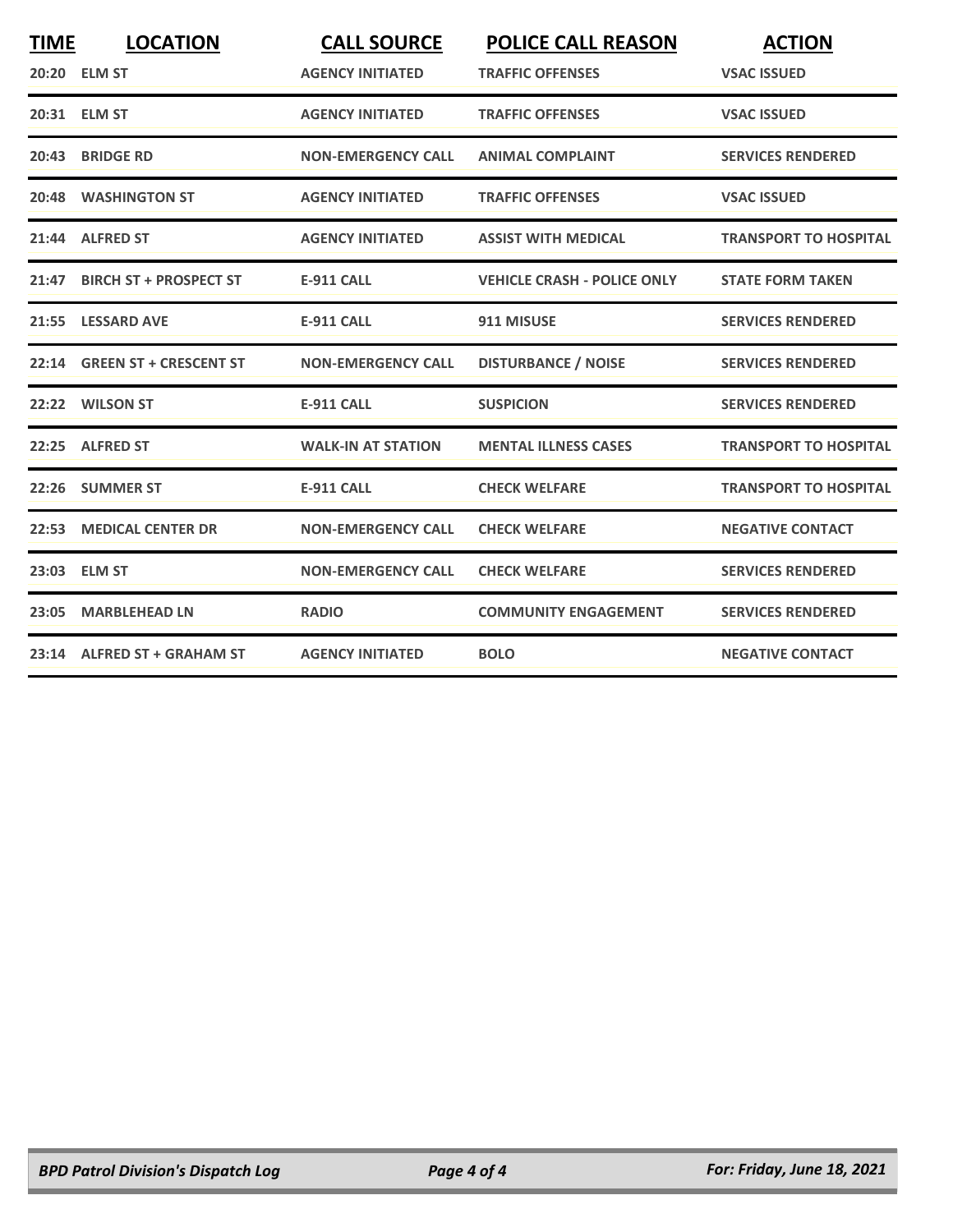| TIME | LOCATION | CALL SOURCE | POLICE CALL REASON | ACTION |
|---|---|---|---|---|
| 20:20 | ELM ST | AGENCY INITIATED | TRAFFIC OFFENSES | VSAC ISSUED |
| 20:31 | ELM ST | AGENCY INITIATED | TRAFFIC OFFENSES | VSAC ISSUED |
| 20:43 | BRIDGE RD | NON-EMERGENCY CALL | ANIMAL COMPLAINT | SERVICES RENDERED |
| 20:48 | WASHINGTON ST | AGENCY INITIATED | TRAFFIC OFFENSES | VSAC ISSUED |
| 21:44 | ALFRED ST | AGENCY INITIATED | ASSIST WITH MEDICAL | TRANSPORT TO HOSPITAL |
| 21:47 | BIRCH ST + PROSPECT ST | E-911 CALL | VEHICLE CRASH - POLICE ONLY | STATE FORM TAKEN |
| 21:55 | LESSARD AVE | E-911 CALL | 911 MISUSE | SERVICES RENDERED |
| 22:14 | GREEN ST + CRESCENT ST | NON-EMERGENCY CALL | DISTURBANCE / NOISE | SERVICES RENDERED |
| 22:22 | WILSON ST | E-911 CALL | SUSPICION | SERVICES RENDERED |
| 22:25 | ALFRED ST | WALK-IN AT STATION | MENTAL ILLNESS CASES | TRANSPORT TO HOSPITAL |
| 22:26 | SUMMER ST | E-911 CALL | CHECK WELFARE | TRANSPORT TO HOSPITAL |
| 22:53 | MEDICAL CENTER DR | NON-EMERGENCY CALL | CHECK WELFARE | NEGATIVE CONTACT |
| 23:03 | ELM ST | NON-EMERGENCY CALL | CHECK WELFARE | SERVICES RENDERED |
| 23:05 | MARBLEHEAD LN | RADIO | COMMUNITY ENGAGEMENT | SERVICES RENDERED |
| 23:14 | ALFRED ST + GRAHAM ST | AGENCY INITIATED | BOLO | NEGATIVE CONTACT |